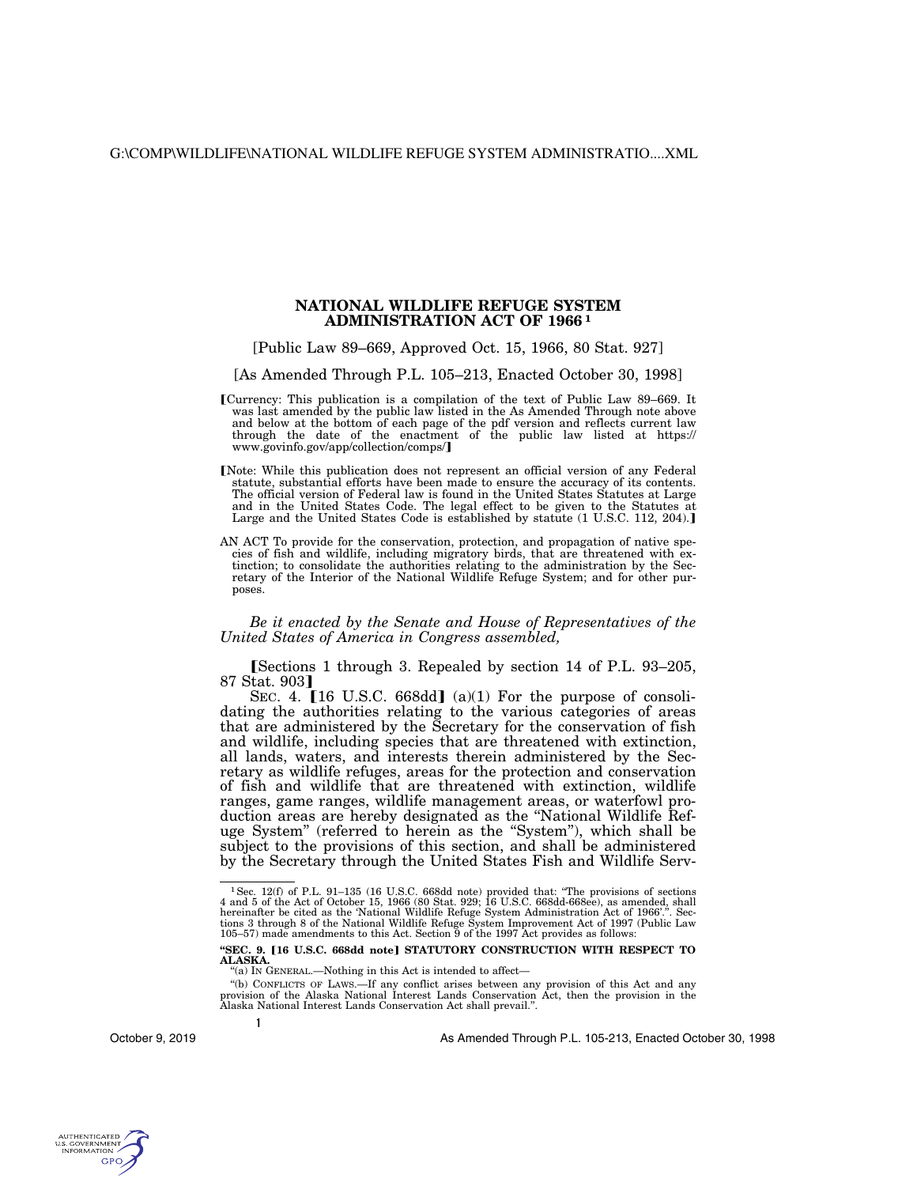# NATIONAL WILDLIFE REFUGE SYSTEM ADMINISTRATION ACT OF 1966 [1]

[Public Law 89–669, Approved Oct. 15, 1966, 80 Stat. 927]

[As Amended Through P.L. 105–213, Enacted October 30, 1998]

⟦Currency: This publication is a compilation of the text of Public Law 89–669. It was last amended by the public law listed in the As Amended Through note above and below at the bottom of each page of the pdf version and reflects current law through the date of the enactment of the public law listed at https://www.govinfo.gov/app/collection/comps/⟧

⟦Note: While this publication does not represent an official version of any Federal statute, substantial efforts have been made to ensure the accuracy of its contents. The official version of Federal law is found in the United States Statutes at Large and in the United States Code. The legal effect to be given to the Statutes at Large and the United States Code is established by statute (1 U.S.C. 112, 204).⟧

AN ACT To provide for the conservation, protection, and propagation of native species of fish and wildlife, including migratory birds, that are threatened with extinction; to consolidate the authorities relating to the administration by the Secretary of the Interior of the National Wildlife Refuge System; and for other purposes.

*Be it enacted by the Senate and House of Representatives of the United States of America in Congress assembled,*

⟦Sections 1 through 3. Repealed by section 14 of P.L. 93–205, 87 Stat. 903⟧

SEC. 4. ⟦16 U.S.C. 668dd⟧ (a)(1) For the purpose of consolidating the authorities relating to the various categories of areas that are administered by the Secretary for the conservation of fish and wildlife, including species that are threatened with extinction, all lands, waters, and interests therein administered by the Secretary as wildlife refuges, areas for the protection and conservation of fish and wildlife that are threatened with extinction, wildlife ranges, game ranges, wildlife management areas, or waterfowl production areas are hereby designated as the "National Wildlife Refuge System" (referred to herein as the "System"), which shall be subject to the provisions of this section, and shall be administered by the Secretary through the United States Fish and Wildlife Serv-

---

[1] Sec. 12(f) of P.L. 91–135 (16 U.S.C. 668dd note) provided that: "The provisions of sections 4 and 5 of the Act of October 15, 1966 (80 Stat. 929; 16 U.S.C. 668dd-668ee), as amended, shall hereinafter be cited as the 'National Wildlife Refuge System Administration Act of 1966'.". Sections 3 through 8 of the National Wildlife Refuge System Improvement Act of 1997 (Public Law 105–57) made amendments to this Act. Section 9 of the 1997 Act provides as follows:

**"SEC. 9. ⟦16 U.S.C. 668dd note⟧ STATUTORY CONSTRUCTION WITH RESPECT TO ALASKA.**

"(a) IN GENERAL.—Nothing in this Act is intended to affect—

"(b) CONFLICTS OF LAWS.—If any conflict arises between any provision of this Act and any provision of the Alaska National Interest Lands Conservation Act, then the provision in the Alaska National Interest Lands Conservation Act shall prevail.".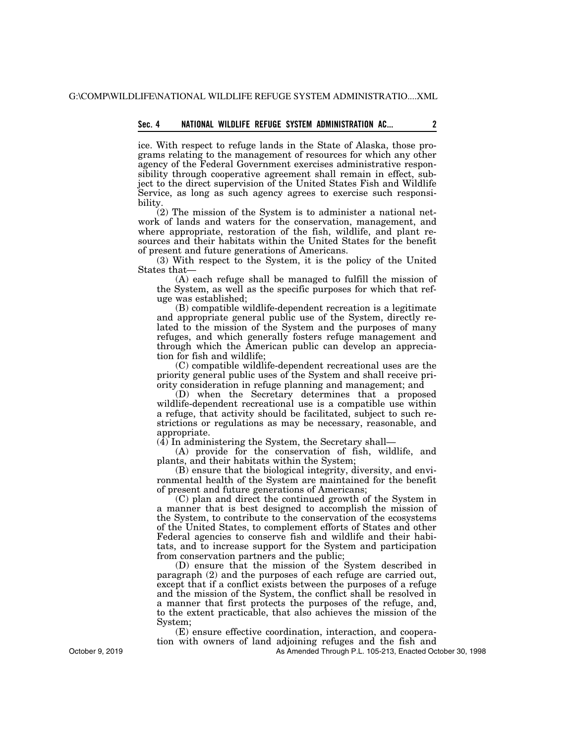ice. With respect to refuge lands in the State of Alaska, those programs relating to the management of resources for which any other agency of the Federal Government exercises administrative responsibility through cooperative agreement shall remain in effect, subject to the direct supervision of the United States Fish and Wildlife Service, as long as such agency agrees to exercise such responsibility.

(2) The mission of the System is to administer a national network of lands and waters for the conservation, management, and where appropriate, restoration of the fish, wildlife, and plant resources and their habitats within the United States for the benefit of present and future generations of Americans.

(3) With respect to the System, it is the policy of the United States that—

(A) each refuge shall be managed to fulfill the mission of the System, as well as the specific purposes for which that refuge was established;

(B) compatible wildlife-dependent recreation is a legitimate and appropriate general public use of the System, directly related to the mission of the System and the purposes of many refuges, and which generally fosters refuge management and through which the American public can develop an appreciation for fish and wildlife;

(C) compatible wildlife-dependent recreational uses are the priority general public uses of the System and shall receive priority consideration in refuge planning and management; and

(D) when the Secretary determines that a proposed wildlife-dependent recreational use is a compatible use within a refuge, that activity should be facilitated, subject to such restrictions or regulations as may be necessary, reasonable, and appropriate.

(4) In administering the System, the Secretary shall—

(A) provide for the conservation of fish, wildlife, and plants, and their habitats within the System;

(B) ensure that the biological integrity, diversity, and environmental health of the System are maintained for the benefit of present and future generations of Americans;

(C) plan and direct the continued growth of the System in a manner that is best designed to accomplish the mission of the System, to contribute to the conservation of the ecosystems of the United States, to complement efforts of States and other Federal agencies to conserve fish and wildlife and their habitats, and to increase support for the System and participation from conservation partners and the public;

(D) ensure that the mission of the System described in paragraph (2) and the purposes of each refuge are carried out, except that if a conflict exists between the purposes of a refuge and the mission of the System, the conflict shall be resolved in a manner that first protects the purposes of the refuge, and, to the extent practicable, that also achieves the mission of the System;

(E) ensure effective coordination, interaction, and cooperation with owners of land adjoining refuges and the fish and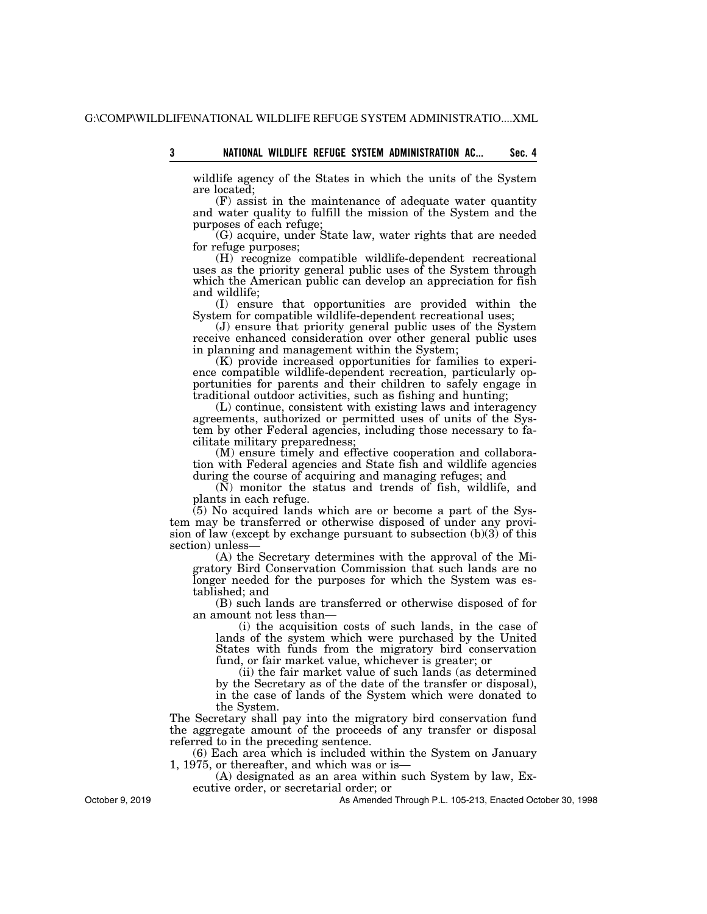wildlife agency of the States in which the units of the System are located;

(F) assist in the maintenance of adequate water quantity and water quality to fulfill the mission of the System and the purposes of each refuge;

(G) acquire, under State law, water rights that are needed for refuge purposes;

(H) recognize compatible wildlife-dependent recreational uses as the priority general public uses of the System through which the American public can develop an appreciation for fish and wildlife;

(I) ensure that opportunities are provided within the System for compatible wildlife-dependent recreational uses;

(J) ensure that priority general public uses of the System receive enhanced consideration over other general public uses in planning and management within the System;

(K) provide increased opportunities for families to experience compatible wildlife-dependent recreation, particularly opportunities for parents and their children to safely engage in traditional outdoor activities, such as fishing and hunting;

(L) continue, consistent with existing laws and interagency agreements, authorized or permitted uses of units of the System by other Federal agencies, including those necessary to facilitate military preparedness;

(M) ensure timely and effective cooperation and collaboration with Federal agencies and State fish and wildlife agencies during the course of acquiring and managing refuges; and

(N) monitor the status and trends of fish, wildlife, and plants in each refuge.

(5) No acquired lands which are or become a part of the System may be transferred or otherwise disposed of under any provision of law (except by exchange pursuant to subsection (b)(3) of this section) unless—

(A) the Secretary determines with the approval of the Migratory Bird Conservation Commission that such lands are no longer needed for the purposes for which the System was established; and

(B) such lands are transferred or otherwise disposed of for an amount not less than—

(i) the acquisition costs of such lands, in the case of lands of the system which were purchased by the United States with funds from the migratory bird conservation fund, or fair market value, whichever is greater; or

(ii) the fair market value of such lands (as determined by the Secretary as of the date of the transfer or disposal), in the case of lands of the System which were donated to the System.

The Secretary shall pay into the migratory bird conservation fund the aggregate amount of the proceeds of any transfer or disposal referred to in the preceding sentence.

(6) Each area which is included within the System on January 1, 1975, or thereafter, and which was or is—

(A) designated as an area within such System by law, Executive order, or secretarial order; or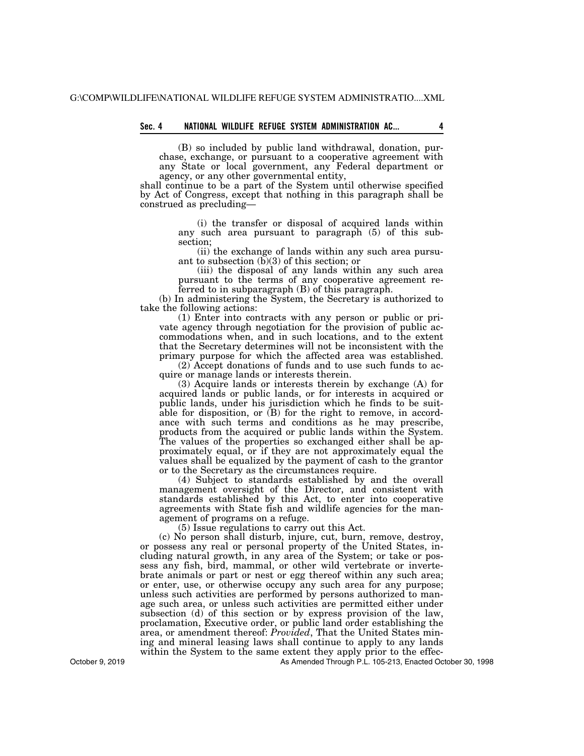(B) so included by public land withdrawal, donation, purchase, exchange, or pursuant to a cooperative agreement with any State or local government, any Federal department or agency, or any other governmental entity,

shall continue to be a part of the System until otherwise specified by Act of Congress, except that nothing in this paragraph shall be construed as precluding—

(i) the transfer or disposal of acquired lands within any such area pursuant to paragraph (5) of this subsection;

(ii) the exchange of lands within any such area pursuant to subsection (b)(3) of this section; or

(iii) the disposal of any lands within any such area pursuant to the terms of any cooperative agreement referred to in subparagraph (B) of this paragraph.

(b) In administering the System, the Secretary is authorized to take the following actions:

(1) Enter into contracts with any person or public or private agency through negotiation for the provision of public accommodations when, and in such locations, and to the extent that the Secretary determines will not be inconsistent with the primary purpose for which the affected area was established.

(2) Accept donations of funds and to use such funds to acquire or manage lands or interests therein.

(3) Acquire lands or interests therein by exchange (A) for acquired lands or public lands, or for interests in acquired or public lands, under his jurisdiction which he finds to be suitable for disposition, or (B) for the right to remove, in accordance with such terms and conditions as he may prescribe, products from the acquired or public lands within the System. The values of the properties so exchanged either shall be approximately equal, or if they are not approximately equal the values shall be equalized by the payment of cash to the grantor or to the Secretary as the circumstances require.

(4) Subject to standards established by and the overall management oversight of the Director, and consistent with standards established by this Act, to enter into cooperative agreements with State fish and wildlife agencies for the management of programs on a refuge.

(5) Issue regulations to carry out this Act.

(c) No person shall disturb, injure, cut, burn, remove, destroy, or possess any real or personal property of the United States, including natural growth, in any area of the System; or take or possess any fish, bird, mammal, or other wild vertebrate or invertebrate animals or part or nest or egg thereof within any such area; or enter, use, or otherwise occupy any such area for any purpose; unless such activities are performed by persons authorized to manage such area, or unless such activities are permitted either under subsection (d) of this section or by express provision of the law, proclamation, Executive order, or public land order establishing the area, or amendment thereof: *Provided*, That the United States mining and mineral leasing laws shall continue to apply to any lands within the System to the same extent they apply prior to the effec-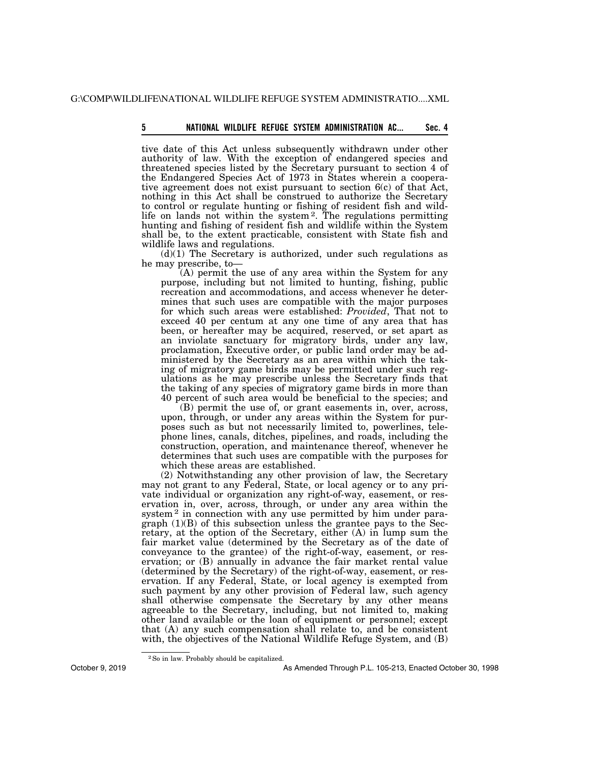tive date of this Act unless subsequently withdrawn under other authority of law. With the exception of endangered species and threatened species listed by the Secretary pursuant to section 4 of the Endangered Species Act of 1973 in States wherein a cooperative agreement does not exist pursuant to section 6(c) of that Act, nothing in this Act shall be construed to authorize the Secretary to control or regulate hunting or fishing of resident fish and wildlife on lands not within the system [2]. The regulations permitting hunting and fishing of resident fish and wildlife within the System shall be, to the extent practicable, consistent with State fish and wildlife laws and regulations.

(d)(1) The Secretary is authorized, under such regulations as he may prescribe, to—

(A) permit the use of any area within the System for any purpose, including but not limited to hunting, fishing, public recreation and accommodations, and access whenever he determines that such uses are compatible with the major purposes for which such areas were established: *Provided*, That not to exceed 40 per centum at any one time of any area that has been, or hereafter may be acquired, reserved, or set apart as an inviolate sanctuary for migratory birds, under any law, proclamation, Executive order, or public land order may be administered by the Secretary as an area within which the taking of migratory game birds may be permitted under such regulations as he may prescribe unless the Secretary finds that the taking of any species of migratory game birds in more than 40 percent of such area would be beneficial to the species; and

(B) permit the use of, or grant easements in, over, across, upon, through, or under any areas within the System for purposes such as but not necessarily limited to, powerlines, telephone lines, canals, ditches, pipelines, and roads, including the construction, operation, and maintenance thereof, whenever he determines that such uses are compatible with the purposes for which these areas are established.

(2) Notwithstanding any other provision of law, the Secretary may not grant to any Federal, State, or local agency or to any private individual or organization any right-of-way, easement, or reservation in, over, across, through, or under any area within the system [2] in connection with any use permitted by him under paragraph (1)(B) of this subsection unless the grantee pays to the Secretary, at the option of the Secretary, either (A) in lump sum the fair market value (determined by the Secretary as of the date of conveyance to the grantee) of the right-of-way, easement, or reservation; or (B) annually in advance the fair market rental value (determined by the Secretary) of the right-of-way, easement, or reservation. If any Federal, State, or local agency is exempted from such payment by any other provision of Federal law, such agency shall otherwise compensate the Secretary by any other means agreeable to the Secretary, including, but not limited to, making other land available or the loan of equipment or personnel; except that (A) any such compensation shall relate to, and be consistent with, the objectives of the National Wildlife Refuge System, and (B)

[2] So in law. Probably should be capitalized.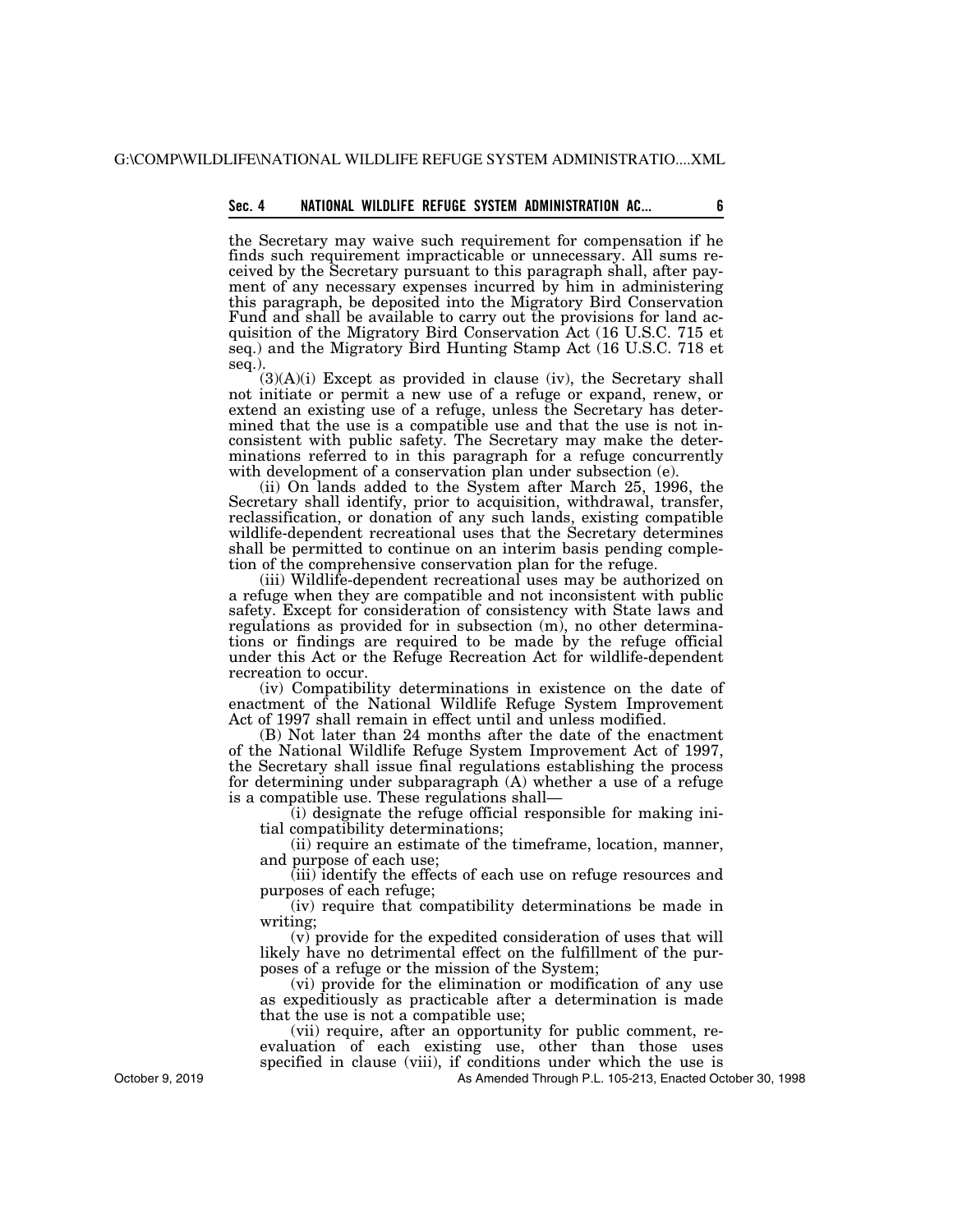the Secretary may waive such requirement for compensation if he finds such requirement impracticable or unnecessary. All sums received by the Secretary pursuant to this paragraph shall, after payment of any necessary expenses incurred by him in administering this paragraph, be deposited into the Migratory Bird Conservation Fund and shall be available to carry out the provisions for land acquisition of the Migratory Bird Conservation Act (16 U.S.C. 715 et seq.) and the Migratory Bird Hunting Stamp Act (16 U.S.C. 718 et seq.).

(3)(A)(i) Except as provided in clause (iv), the Secretary shall not initiate or permit a new use of a refuge or expand, renew, or extend an existing use of a refuge, unless the Secretary has determined that the use is a compatible use and that the use is not inconsistent with public safety. The Secretary may make the determinations referred to in this paragraph for a refuge concurrently with development of a conservation plan under subsection (e).

(ii) On lands added to the System after March 25, 1996, the Secretary shall identify, prior to acquisition, withdrawal, transfer, reclassification, or donation of any such lands, existing compatible wildlife-dependent recreational uses that the Secretary determines shall be permitted to continue on an interim basis pending completion of the comprehensive conservation plan for the refuge.

(iii) Wildlife-dependent recreational uses may be authorized on a refuge when they are compatible and not inconsistent with public safety. Except for consideration of consistency with State laws and regulations as provided for in subsection (m), no other determinations or findings are required to be made by the refuge official under this Act or the Refuge Recreation Act for wildlife-dependent recreation to occur.

(iv) Compatibility determinations in existence on the date of enactment of the National Wildlife Refuge System Improvement Act of 1997 shall remain in effect until and unless modified.

(B) Not later than 24 months after the date of the enactment of the National Wildlife Refuge System Improvement Act of 1997, the Secretary shall issue final regulations establishing the process for determining under subparagraph (A) whether a use of a refuge is a compatible use. These regulations shall—

(i) designate the refuge official responsible for making initial compatibility determinations;

(ii) require an estimate of the timeframe, location, manner, and purpose of each use;

(iii) identify the effects of each use on refuge resources and purposes of each refuge;

(iv) require that compatibility determinations be made in writing;

(v) provide for the expedited consideration of uses that will likely have no detrimental effect on the fulfillment of the purposes of a refuge or the mission of the System;

(vi) provide for the elimination or modification of any use as expeditiously as practicable after a determination is made that the use is not a compatible use;

(vii) require, after an opportunity for public comment, reevaluation of each existing use, other than those uses specified in clause (viii), if conditions under which the use is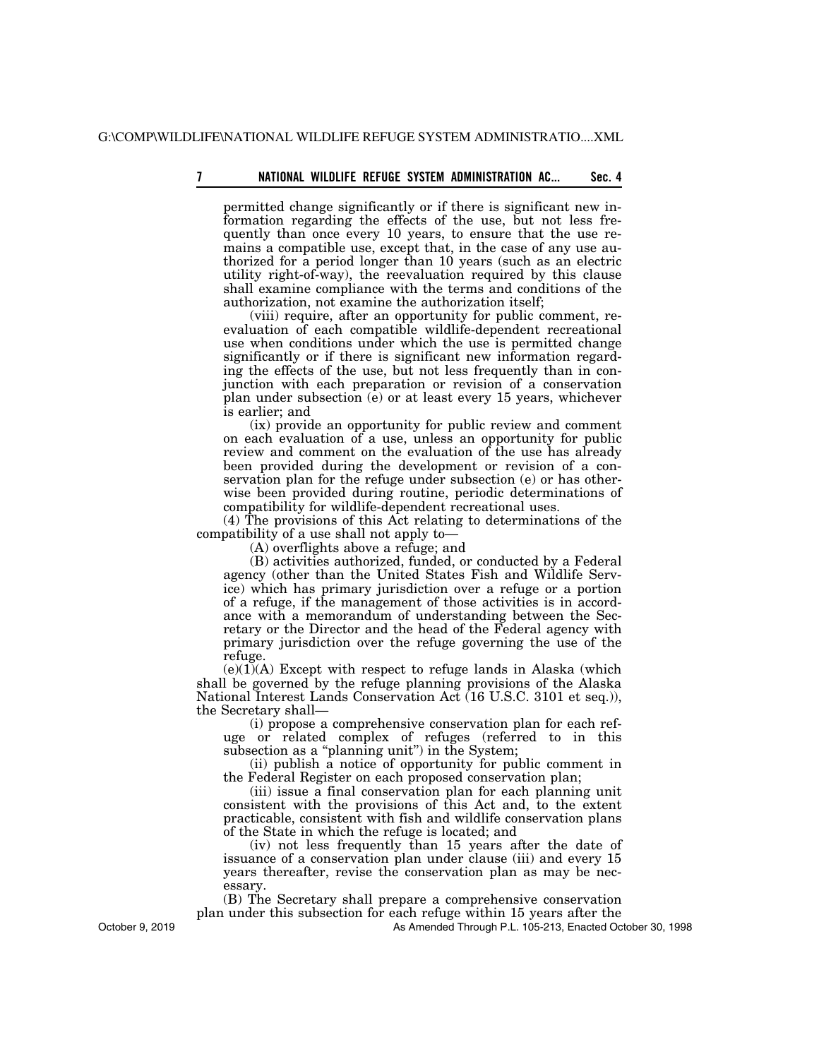permitted change significantly or if there is significant new information regarding the effects of the use, but not less frequently than once every 10 years, to ensure that the use remains a compatible use, except that, in the case of any use authorized for a period longer than 10 years (such as an electric utility right-of-way), the reevaluation required by this clause shall examine compliance with the terms and conditions of the authorization, not examine the authorization itself;

(viii) require, after an opportunity for public comment, reevaluation of each compatible wildlife-dependent recreational use when conditions under which the use is permitted change significantly or if there is significant new information regarding the effects of the use, but not less frequently than in conjunction with each preparation or revision of a conservation plan under subsection (e) or at least every 15 years, whichever is earlier; and

(ix) provide an opportunity for public review and comment on each evaluation of a use, unless an opportunity for public review and comment on the evaluation of the use has already been provided during the development or revision of a conservation plan for the refuge under subsection (e) or has otherwise been provided during routine, periodic determinations of compatibility for wildlife-dependent recreational uses.

(4) The provisions of this Act relating to determinations of the compatibility of a use shall not apply to—

(A) overflights above a refuge; and

(B) activities authorized, funded, or conducted by a Federal agency (other than the United States Fish and Wildlife Service) which has primary jurisdiction over a refuge or a portion of a refuge, if the management of those activities is in accordance with a memorandum of understanding between the Secretary or the Director and the head of the Federal agency with primary jurisdiction over the refuge governing the use of the refuge.

(e)(1)(A) Except with respect to refuge lands in Alaska (which shall be governed by the refuge planning provisions of the Alaska National Interest Lands Conservation Act (16 U.S.C. 3101 et seq.)), the Secretary shall—

(i) propose a comprehensive conservation plan for each refuge or related complex of refuges (referred to in this subsection as a "planning unit") in the System;

(ii) publish a notice of opportunity for public comment in the Federal Register on each proposed conservation plan;

(iii) issue a final conservation plan for each planning unit consistent with the provisions of this Act and, to the extent practicable, consistent with fish and wildlife conservation plans of the State in which the refuge is located; and

(iv) not less frequently than 15 years after the date of issuance of a conservation plan under clause (iii) and every 15 years thereafter, revise the conservation plan as may be necessary.

(B) The Secretary shall prepare a comprehensive conservation plan under this subsection for each refuge within 15 years after the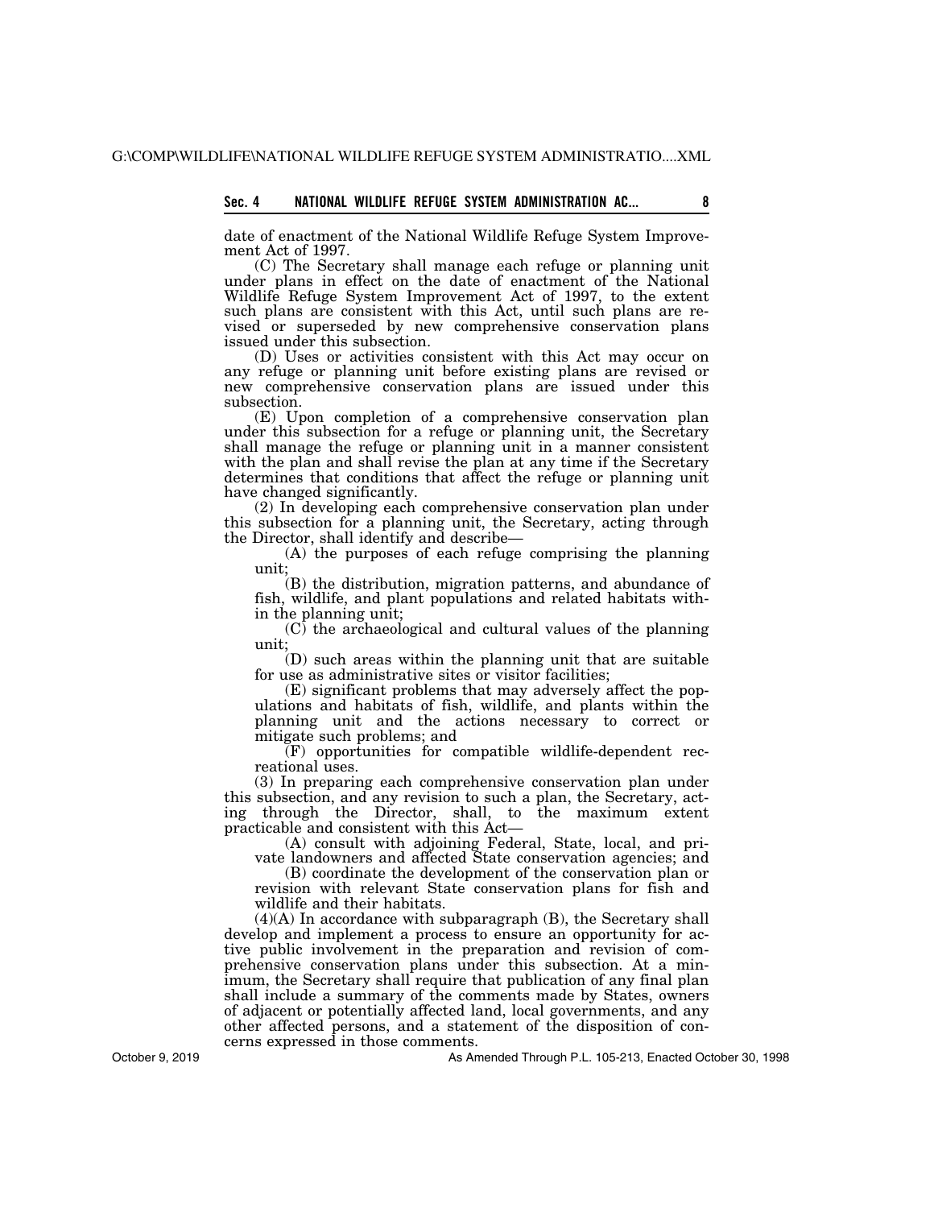date of enactment of the National Wildlife Refuge System Improvement Act of 1997.

(C) The Secretary shall manage each refuge or planning unit under plans in effect on the date of enactment of the National Wildlife Refuge System Improvement Act of 1997, to the extent such plans are consistent with this Act, until such plans are revised or superseded by new comprehensive conservation plans issued under this subsection.

(D) Uses or activities consistent with this Act may occur on any refuge or planning unit before existing plans are revised or new comprehensive conservation plans are issued under this subsection.

(E) Upon completion of a comprehensive conservation plan under this subsection for a refuge or planning unit, the Secretary shall manage the refuge or planning unit in a manner consistent with the plan and shall revise the plan at any time if the Secretary determines that conditions that affect the refuge or planning unit have changed significantly.

(2) In developing each comprehensive conservation plan under this subsection for a planning unit, the Secretary, acting through the Director, shall identify and describe—

(A) the purposes of each refuge comprising the planning unit;

(B) the distribution, migration patterns, and abundance of fish, wildlife, and plant populations and related habitats within the planning unit;

(C) the archaeological and cultural values of the planning unit;

(D) such areas within the planning unit that are suitable for use as administrative sites or visitor facilities;

(E) significant problems that may adversely affect the populations and habitats of fish, wildlife, and plants within the planning unit and the actions necessary to correct or mitigate such problems; and

(F) opportunities for compatible wildlife-dependent recreational uses.

(3) In preparing each comprehensive conservation plan under this subsection, and any revision to such a plan, the Secretary, acting through the Director, shall, to the maximum extent practicable and consistent with this Act—

(A) consult with adjoining Federal, State, local, and private landowners and affected State conservation agencies; and

(B) coordinate the development of the conservation plan or revision with relevant State conservation plans for fish and wildlife and their habitats.

(4)(A) In accordance with subparagraph (B), the Secretary shall develop and implement a process to ensure an opportunity for active public involvement in the preparation and revision of comprehensive conservation plans under this subsection. At a minimum, the Secretary shall require that publication of any final plan shall include a summary of the comments made by States, owners of adjacent or potentially affected land, local governments, and any other affected persons, and a statement of the disposition of concerns expressed in those comments.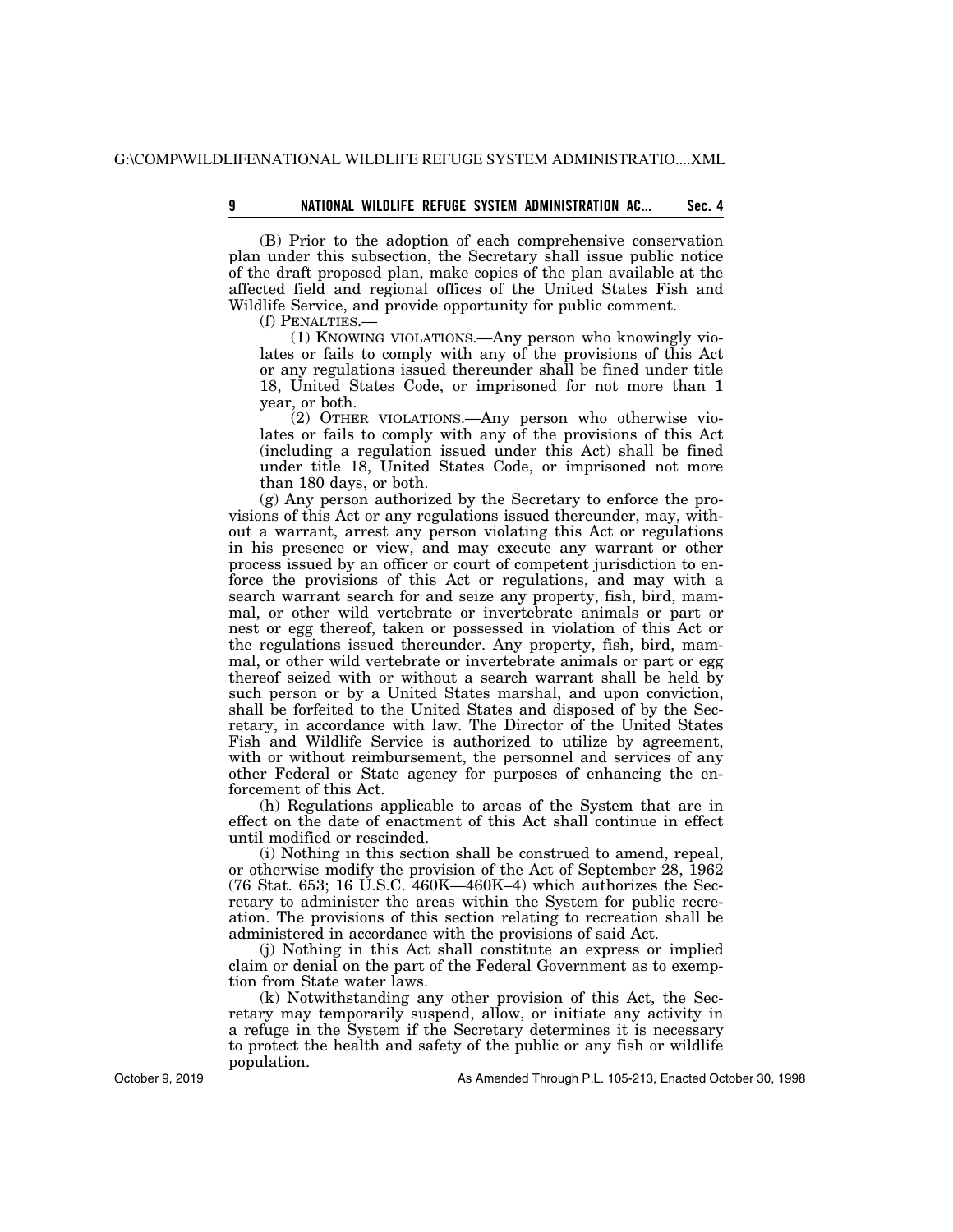(B) Prior to the adoption of each comprehensive conservation plan under this subsection, the Secretary shall issue public notice of the draft proposed plan, make copies of the plan available at the affected field and regional offices of the United States Fish and Wildlife Service, and provide opportunity for public comment.

(f) PENALTIES.—

(1) KNOWING VIOLATIONS.—Any person who knowingly violates or fails to comply with any of the provisions of this Act or any regulations issued thereunder shall be fined under title 18, United States Code, or imprisoned for not more than 1 year, or both.

(2) OTHER VIOLATIONS.—Any person who otherwise violates or fails to comply with any of the provisions of this Act (including a regulation issued under this Act) shall be fined under title 18, United States Code, or imprisoned not more than 180 days, or both.

(g) Any person authorized by the Secretary to enforce the provisions of this Act or any regulations issued thereunder, may, without a warrant, arrest any person violating this Act or regulations in his presence or view, and may execute any warrant or other process issued by an officer or court of competent jurisdiction to enforce the provisions of this Act or regulations, and may with a search warrant search for and seize any property, fish, bird, mammal, or other wild vertebrate or invertebrate animals or part or nest or egg thereof, taken or possessed in violation of this Act or the regulations issued thereunder. Any property, fish, bird, mammal, or other wild vertebrate or invertebrate animals or part or egg thereof seized with or without a search warrant shall be held by such person or by a United States marshal, and upon conviction, shall be forfeited to the United States and disposed of by the Secretary, in accordance with law. The Director of the United States Fish and Wildlife Service is authorized to utilize by agreement, with or without reimbursement, the personnel and services of any other Federal or State agency for purposes of enhancing the enforcement of this Act.

(h) Regulations applicable to areas of the System that are in effect on the date of enactment of this Act shall continue in effect until modified or rescinded.

(i) Nothing in this section shall be construed to amend, repeal, or otherwise modify the provision of the Act of September 28, 1962 (76 Stat. 653; 16 U.S.C. 460K—460K–4) which authorizes the Secretary to administer the areas within the System for public recreation. The provisions of this section relating to recreation shall be administered in accordance with the provisions of said Act.

(j) Nothing in this Act shall constitute an express or implied claim or denial on the part of the Federal Government as to exemption from State water laws.

(k) Notwithstanding any other provision of this Act, the Secretary may temporarily suspend, allow, or initiate any activity in a refuge in the System if the Secretary determines it is necessary to protect the health and safety of the public or any fish or wildlife population.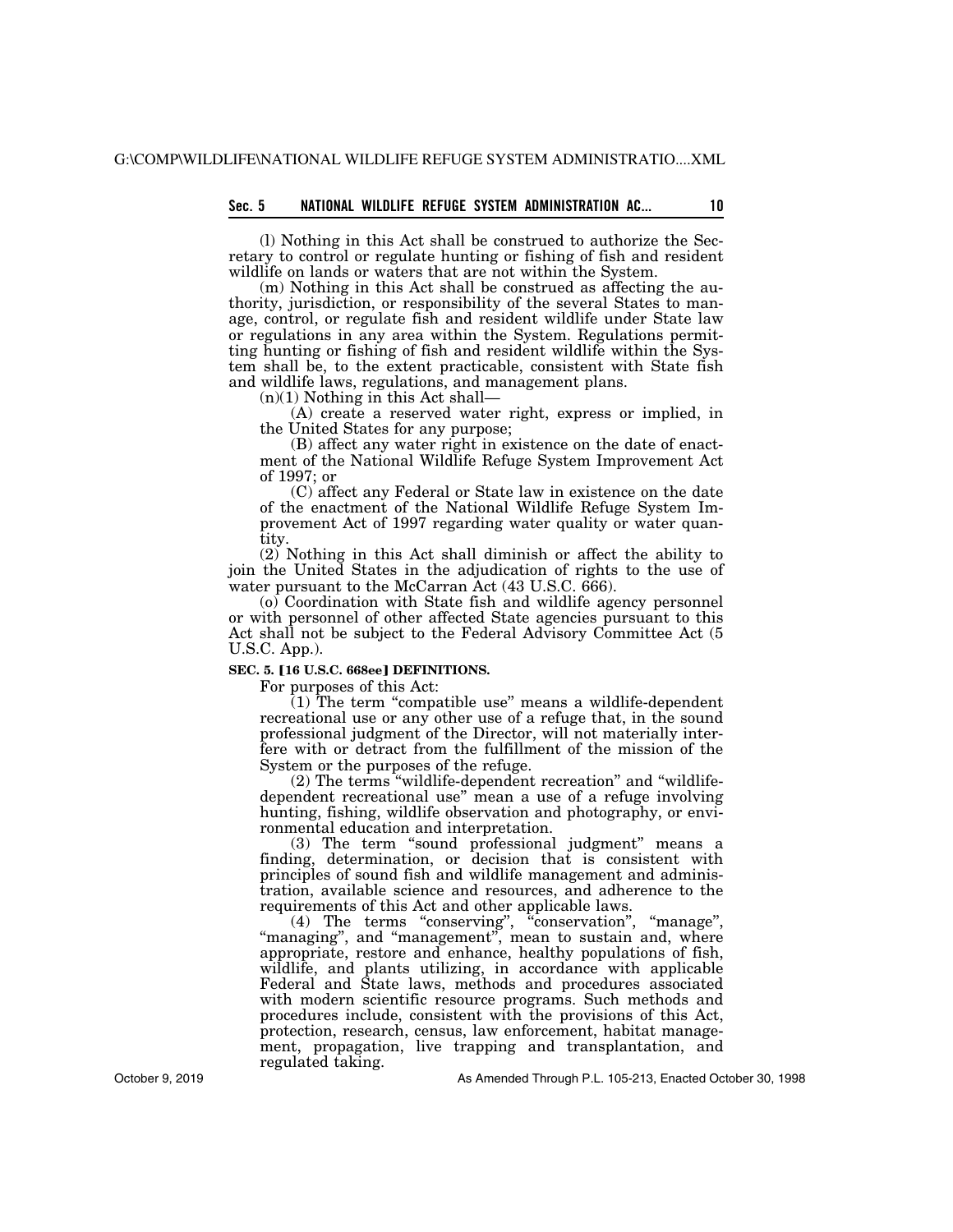(l) Nothing in this Act shall be construed to authorize the Secretary to control or regulate hunting or fishing of fish and resident wildlife on lands or waters that are not within the System.

(m) Nothing in this Act shall be construed as affecting the authority, jurisdiction, or responsibility of the several States to manage, control, or regulate fish and resident wildlife under State law or regulations in any area within the System. Regulations permitting hunting or fishing of fish and resident wildlife within the System shall be, to the extent practicable, consistent with State fish and wildlife laws, regulations, and management plans.

(n)(1) Nothing in this Act shall—

(A) create a reserved water right, express or implied, in the United States for any purpose;

(B) affect any water right in existence on the date of enactment of the National Wildlife Refuge System Improvement Act of 1997; or

(C) affect any Federal or State law in existence on the date of the enactment of the National Wildlife Refuge System Improvement Act of 1997 regarding water quality or water quantity.

(2) Nothing in this Act shall diminish or affect the ability to join the United States in the adjudication of rights to the use of water pursuant to the McCarran Act (43 U.S.C. 666).

(o) Coordination with State fish and wildlife agency personnel or with personnel of other affected State agencies pursuant to this Act shall not be subject to the Federal Advisory Committee Act (5 U.S.C. App.).

**SEC. 5. [16 U.S.C. 668ee] DEFINITIONS.**

For purposes of this Act:

(1) The term "compatible use" means a wildlife-dependent recreational use or any other use of a refuge that, in the sound professional judgment of the Director, will not materially interfere with or detract from the fulfillment of the mission of the System or the purposes of the refuge.

(2) The terms "wildlife-dependent recreation" and "wildlife-dependent recreational use" mean a use of a refuge involving hunting, fishing, wildlife observation and photography, or environmental education and interpretation.

(3) The term "sound professional judgment" means a finding, determination, or decision that is consistent with principles of sound fish and wildlife management and administration, available science and resources, and adherence to the requirements of this Act and other applicable laws.

(4) The terms "conserving", "conservation", "manage", "managing", and "management", mean to sustain and, where appropriate, restore and enhance, healthy populations of fish, wildlife, and plants utilizing, in accordance with applicable Federal and State laws, methods and procedures associated with modern scientific resource programs. Such methods and procedures include, consistent with the provisions of this Act, protection, research, census, law enforcement, habitat management, propagation, live trapping and transplantation, and regulated taking.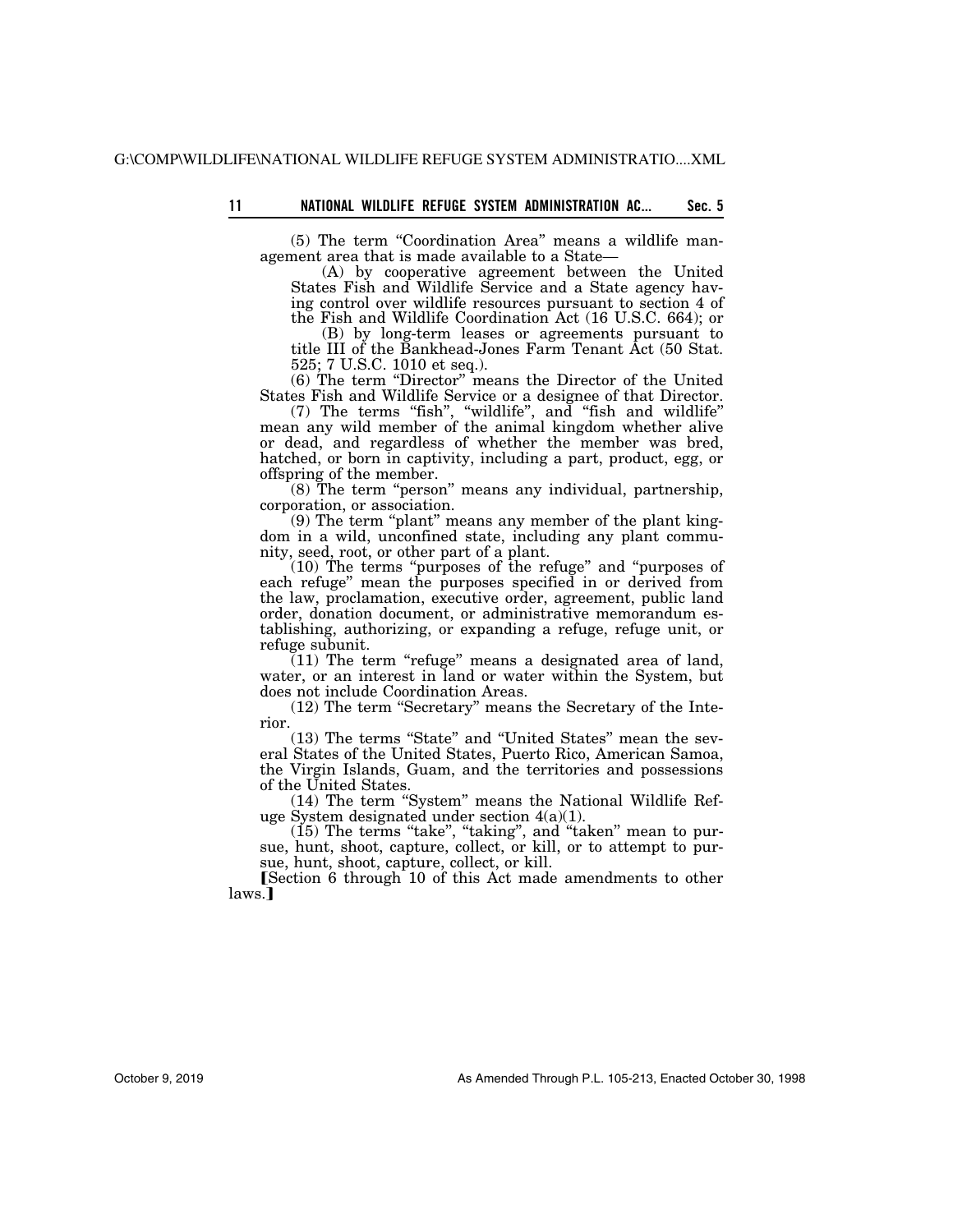(5) The term "Coordination Area" means a wildlife management area that is made available to a State—

(A) by cooperative agreement between the United States Fish and Wildlife Service and a State agency having control over wildlife resources pursuant to section 4 of the Fish and Wildlife Coordination Act (16 U.S.C. 664); or

(B) by long-term leases or agreements pursuant to title III of the Bankhead-Jones Farm Tenant Act (50 Stat. 525; 7 U.S.C. 1010 et seq.).

(6) The term "Director" means the Director of the United States Fish and Wildlife Service or a designee of that Director.

(7) The terms "fish", "wildlife", and "fish and wildlife" mean any wild member of the animal kingdom whether alive or dead, and regardless of whether the member was bred, hatched, or born in captivity, including a part, product, egg, or offspring of the member.

(8) The term "person" means any individual, partnership, corporation, or association.

(9) The term "plant" means any member of the plant kingdom in a wild, unconfined state, including any plant community, seed, root, or other part of a plant.

(10) The terms "purposes of the refuge" and "purposes of each refuge" mean the purposes specified in or derived from the law, proclamation, executive order, agreement, public land order, donation document, or administrative memorandum establishing, authorizing, or expanding a refuge, refuge unit, or refuge subunit.

(11) The term "refuge" means a designated area of land, water, or an interest in land or water within the System, but does not include Coordination Areas.

(12) The term "Secretary" means the Secretary of the Interior.

(13) The terms "State" and "United States" mean the several States of the United States, Puerto Rico, American Samoa, the Virgin Islands, Guam, and the territories and possessions of the United States.

(14) The term "System" means the National Wildlife Refuge System designated under section 4(a)(1).

(15) The terms "take", "taking", and "taken" mean to pursue, hunt, shoot, capture, collect, or kill, or to attempt to pursue, hunt, shoot, capture, collect, or kill.

【Section 6 through 10 of this Act made amendments to other laws.】